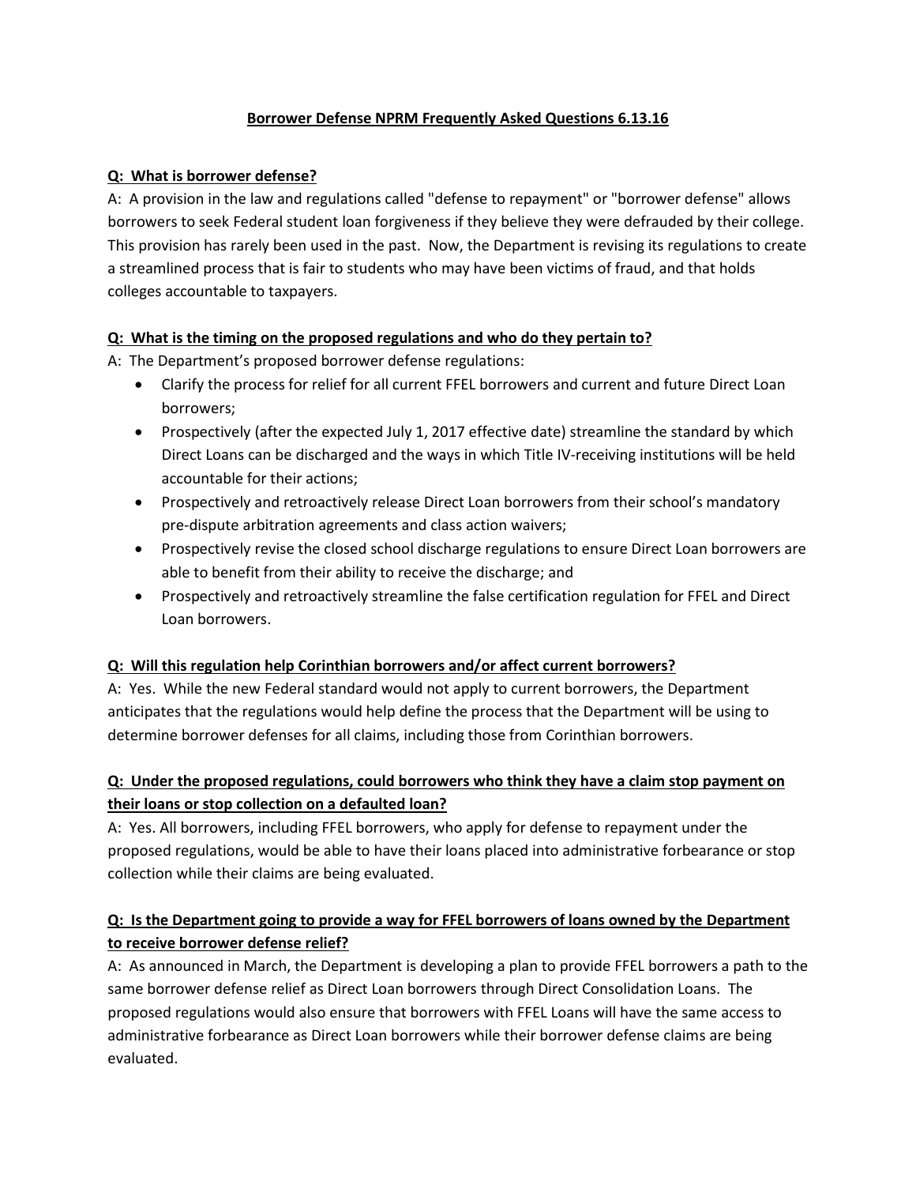# Borrower Defense NPRM Frequently Asked Questions 6.13.16

**Q: What is borrower defense?**

A: A provision in the law and regulations called "defense to repayment" or "borrower defense" allows borrowers to seek Federal student loan forgiveness if they believe they were defrauded by their college. This provision has rarely been used in the past. Now, the Department is revising its regulations to create a streamlined process that is fair to students who may have been victims of fraud, and that holds colleges accountable to taxpayers.

**Q: What is the timing on the proposed regulations and who do they pertain to?**

A: The Department's proposed borrower defense regulations:

- Clarify the process for relief for all current FFEL borrowers and current and future Direct Loan borrowers;
- Prospectively (after the expected July 1, 2017 effective date) streamline the standard by which Direct Loans can be discharged and the ways in which Title IV-receiving institutions will be held accountable for their actions;
- Prospectively and retroactively release Direct Loan borrowers from their school's mandatory pre-dispute arbitration agreements and class action waivers;
- Prospectively revise the closed school discharge regulations to ensure Direct Loan borrowers are able to benefit from their ability to receive the discharge; and
- Prospectively and retroactively streamline the false certification regulation for FFEL and Direct Loan borrowers.

**Q: Will this regulation help Corinthian borrowers and/or affect current borrowers?**

A: Yes. While the new Federal standard would not apply to current borrowers, the Department anticipates that the regulations would help define the process that the Department will be using to determine borrower defenses for all claims, including those from Corinthian borrowers.

**Q: Under the proposed regulations, could borrowers who think they have a claim stop payment on their loans or stop collection on a defaulted loan?**

A: Yes. All borrowers, including FFEL borrowers, who apply for defense to repayment under the proposed regulations, would be able to have their loans placed into administrative forbearance or stop collection while their claims are being evaluated.

**Q: Is the Department going to provide a way for FFEL borrowers of loans owned by the Department to receive borrower defense relief?**

A: As announced in March, the Department is developing a plan to provide FFEL borrowers a path to the same borrower defense relief as Direct Loan borrowers through Direct Consolidation Loans. The proposed regulations would also ensure that borrowers with FFEL Loans will have the same access to administrative forbearance as Direct Loan borrowers while their borrower defense claims are being evaluated.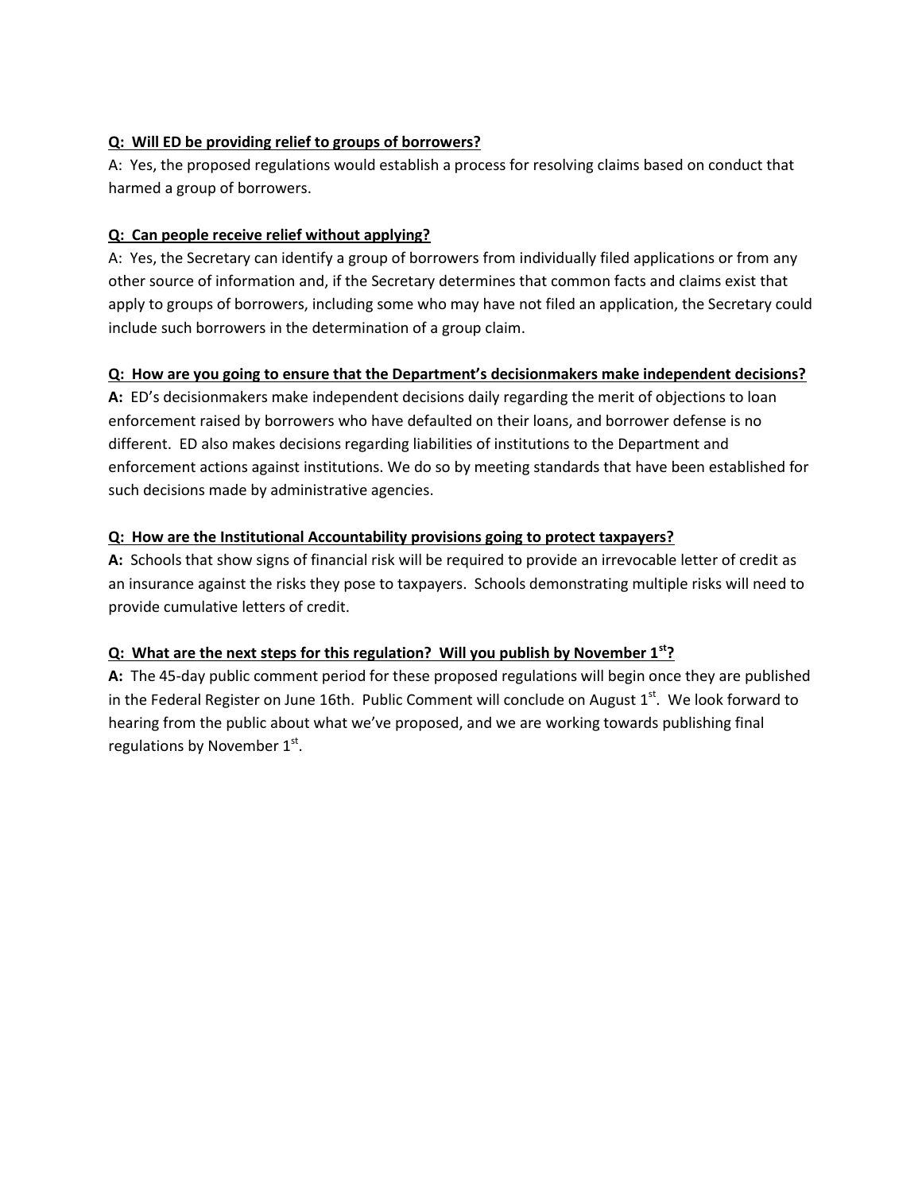**<u>Q: Will ED be providing relief to groups of borrowers?</u>**

A: Yes, the proposed regulations would establish a process for resolving claims based on conduct that harmed a group of borrowers.

**<u>Q: Can people receive relief without applying?</u>**

A: Yes, the Secretary can identify a group of borrowers from individually filed applications or from any other source of information and, if the Secretary determines that common facts and claims exist that apply to groups of borrowers, including some who may have not filed an application, the Secretary could include such borrowers in the determination of a group claim.

**<u>Q: How are you going to ensure that the Department's decisionmakers make independent decisions?</u>**

**A:** ED's decisionmakers make independent decisions daily regarding the merit of objections to loan enforcement raised by borrowers who have defaulted on their loans, and borrower defense is no different. ED also makes decisions regarding liabilities of institutions to the Department and enforcement actions against institutions. We do so by meeting standards that have been established for such decisions made by administrative agencies.

**<u>Q: How are the Institutional Accountability provisions going to protect taxpayers?</u>**

**A:** Schools that show signs of financial risk will be required to provide an irrevocable letter of credit as an insurance against the risks they pose to taxpayers. Schools demonstrating multiple risks will need to provide cumulative letters of credit.

**<u>Q: What are the next steps for this regulation? Will you publish by November 1st?</u>**

**A:** The 45-day public comment period for these proposed regulations will begin once they are published in the Federal Register on June 16th. Public Comment will conclude on August 1st. We look forward to hearing from the public about what we've proposed, and we are working towards publishing final regulations by November 1st.